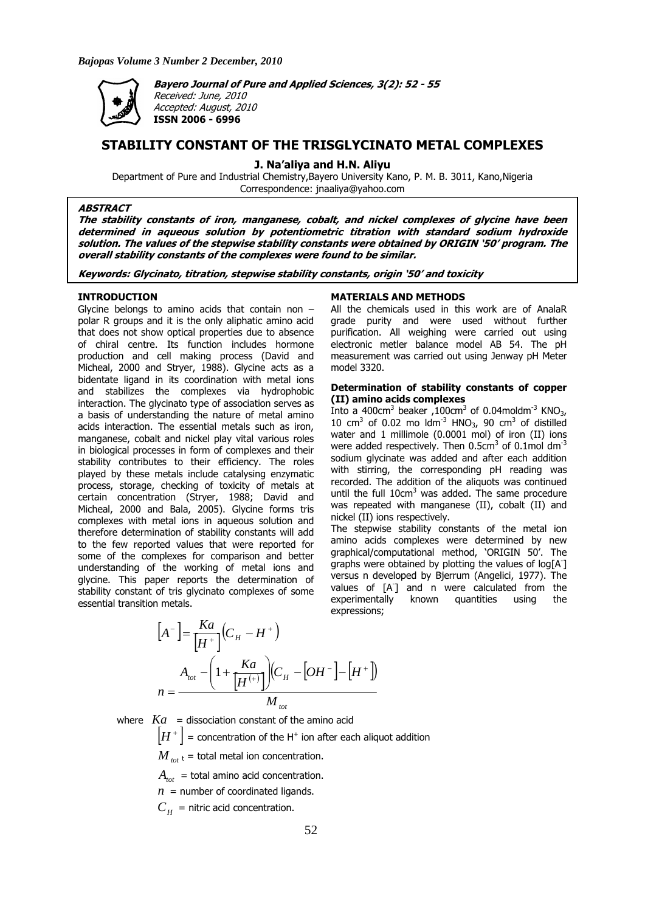**Bayero Journal of Pure and Applied Sciences, 3(2): 52 - 55**

*Received: June, 2010*

*Accepted: August, 2010*

**ISSN 2006 - 6996**

# STABILITY CONSTANT OF THE TRISGLYCINATO METAL COMPLEXES

**J. Na'aliya and H.N. Aliyu**

Department of Pure and Industrial Chemistry,Bayero University Kano, P. M. B. 3011, Kano,Nigeria

Correspondence: jnaaliya@yahoo.com

### ABSTRACT

***The stability constants of iron, manganese, cobalt, and nickel complexes of glycine have been determined in aqueous solution by potentiometric titration with standard sodium hydroxide solution. The values of the stepwise stability constants were obtained by ORIGIN '50' program. The overall stability constants of the complexes were found to be similar.***

***Keywords: Glycinato, titration, stepwise stability constants, origin '50' and toxicity***

## INTRODUCTION

Glycine belongs to amino acids that contain non – polar R groups and it is the only aliphatic amino acid that does not show optical properties due to absence of chiral centre. Its function includes hormone production and cell making process (David and Micheal, 2000 and Stryer, 1988). Glycine acts as a bidentate ligand in its coordination with metal ions and stabilizes the complexes via hydrophobic interaction. The glycinato type of association serves as a basis of understanding the nature of metal amino acids interaction. The essential metals such as iron, manganese, cobalt and nickel play vital various roles in biological processes in form of complexes and their stability contributes to their efficiency. The roles played by these metals include catalysing enzymatic process, storage, checking of toxicity of metals at certain concentration (Stryer, 1988; David and Micheal, 2000 and Bala, 2005). Glycine forms tris complexes with metal ions in aqueous solution and therefore determination of stability constants will add to the few reported values that were reported for some of the complexes for comparison and better understanding of the working of metal ions and glycine. This paper reports the determination of stability constant of tris glycinato complexes of some essential transition metals.

## MATERIALS AND METHODS

All the chemicals used in this work are of AnalaR grade purity and were used without further purification. All weighing were carried out using electronic metler balance model AB 54. The pH measurement was carried out using Jenway pH Meter model 3320.

### Determination of stability constants of copper (II) amino acids complexes

Into a 400cm$^3$ beaker ,100cm$^3$ of 0.04moldm$^{-3}$ $KNO_3$, 10 cm$^3$ of 0.02 mo ldm$^{-3}$ $HNO_3$, 90 cm$^3$ of distilled water and 1 millimole (0.0001 mol) of iron (II) ions were added respectively. Then 0.5cm$^3$ of 0.1mol dm$^{-3}$ sodium glycinate was added and after each addition with stirring, the corresponding pH reading was recorded. The addition of the aliquots was continued until the full 10cm$^3$ was added. The same procedure was repeated with manganese (II), cobalt (II) and nickel (II) ions respectively.

The stepwise stability constants of the metal ion amino acids complexes were determined by new graphical/computational method, 'ORIGIN 50'. The graphs were obtained by plotting the values of log[A$^-$] versus n developed by Bjerrum (Angelici, 1977). The values of [A$^-$] and n were calculated from the experimentally known quantities using the expressions;

$$\left[A^{-}\right]=\frac{Ka}{\left[H^{+}\right]}\left(C_{H}-H^{+}\right)$$

$$n=\frac{A_{tot}-\left(1+\frac{Ka}{\left[H^{(+)}\right]}\right)\left(C_{H}-\left[OH^{-}\right]-\left[H^{+}\right]\right)}{M_{tot}}$$

where $Ka$ = dissociation constant of the amino acid

$\left[H^{+}\right]$ = concentration of the H$^+$ ion after each aliquot addition

$M_{tot}$ t = total metal ion concentration.

$A_{tot}$ = total amino acid concentration.

$n$ = number of coordinated ligands.

$C_H$ = nitric acid concentration.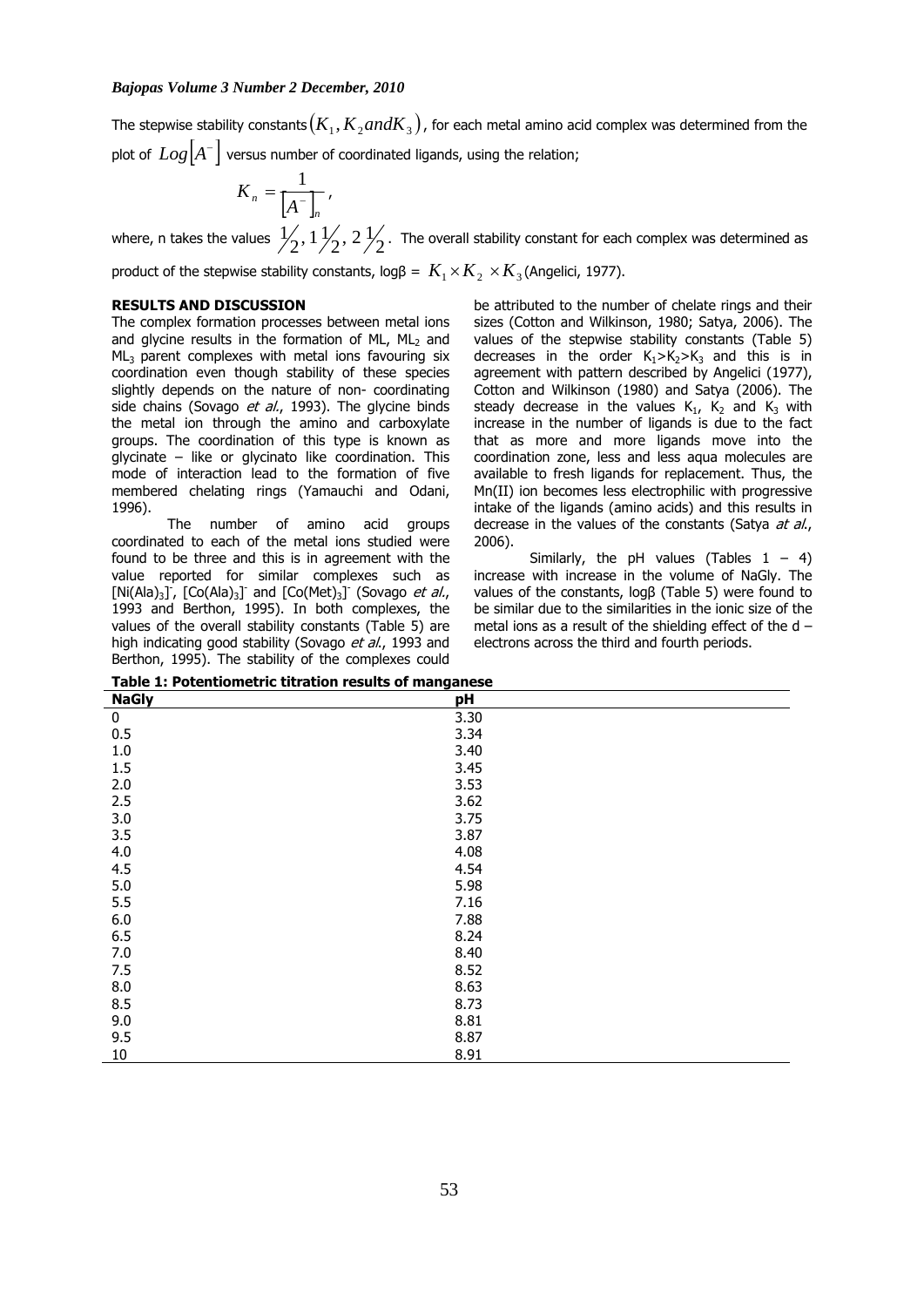The stepwise stability constants $(K_1, K_2 and K_3)$, for each metal amino acid complex was determined from the plot of $Log[A^-]$ versus number of coordinated ligands, using the relation;

$$K_n = \frac{1}{[A^-]_n},$$

where, n takes the values $\frac{1}{2}, 1\frac{1}{2}, 2\frac{1}{2}$. The overall stability constant for each complex was determined as product of the stepwise stability constants, logβ = $K_1 \times K_2 \times K_3$ (Angelici, 1977).

**RESULTS AND DISCUSSION**

The complex formation processes between metal ions and glycine results in the formation of ML, $ML_2$ and $ML_3$ parent complexes with metal ions favouring six coordination even though stability of these species slightly depends on the nature of non- coordinating side chains (Sovago *et al.*, 1993). The glycine binds the metal ion through the amino and carboxylate groups. The coordination of this type is known as glycinate – like or glycinato like coordination. This mode of interaction lead to the formation of five membered chelating rings (Yamauchi and Odani, 1996).

The number of amino acid groups coordinated to each of the metal ions studied were found to be three and this is in agreement with the value reported for similar complexes such as $[Ni(Ala)_3]^-$, $[Co(Ala)_3]^-$ and $[Co(Met)_3]^-$ (Sovago *et al.*, 1993 and Berthon, 1995). In both complexes, the values of the overall stability constants (Table 5) are high indicating good stability (Sovago *et al.*, 1993 and Berthon, 1995). The stability of the complexes could be attributed to the number of chelate rings and their sizes (Cotton and Wilkinson, 1980; Satya, 2006). The values of the stepwise stability constants (Table 5) decreases in the order $K_1 > K_2 > K_3$ and this is in agreement with pattern described by Angelici (1977), Cotton and Wilkinson (1980) and Satya (2006). The steady decrease in the values $K_1$, $K_2$ and $K_3$ with increase in the number of ligands is due to the fact that as more and more ligands move into the coordination zone, less and less aqua molecules are available to fresh ligands for replacement. Thus, the Mn(II) ion becomes less electrophilic with progressive intake of the ligands (amino acids) and this results in decrease in the values of the constants (Satya *at al.*, 2006).

Similarly, the pH values (Tables 1 – 4) increase with increase in the volume of NaGly. The values of the constants, logβ (Table 5) were found to be similar due to the similarities in the ionic size of the metal ions as a result of the shielding effect of the d – electrons across the third and fourth periods.

**Table 1: Potentiometric titration results of manganese**

| NaGly | pH |
|---|---|
| 0 | 3.30 |
| 0.5 | 3.34 |
| 1.0 | 3.40 |
| 1.5 | 3.45 |
| 2.0 | 3.53 |
| 2.5 | 3.62 |
| 3.0 | 3.75 |
| 3.5 | 3.87 |
| 4.0 | 4.08 |
| 4.5 | 4.54 |
| 5.0 | 5.98 |
| 5.5 | 7.16 |
| 6.0 | 7.88 |
| 6.5 | 8.24 |
| 7.0 | 8.40 |
| 7.5 | 8.52 |
| 8.0 | 8.63 |
| 8.5 | 8.73 |
| 9.0 | 8.81 |
| 9.5 | 8.87 |
| 10 | 8.91 |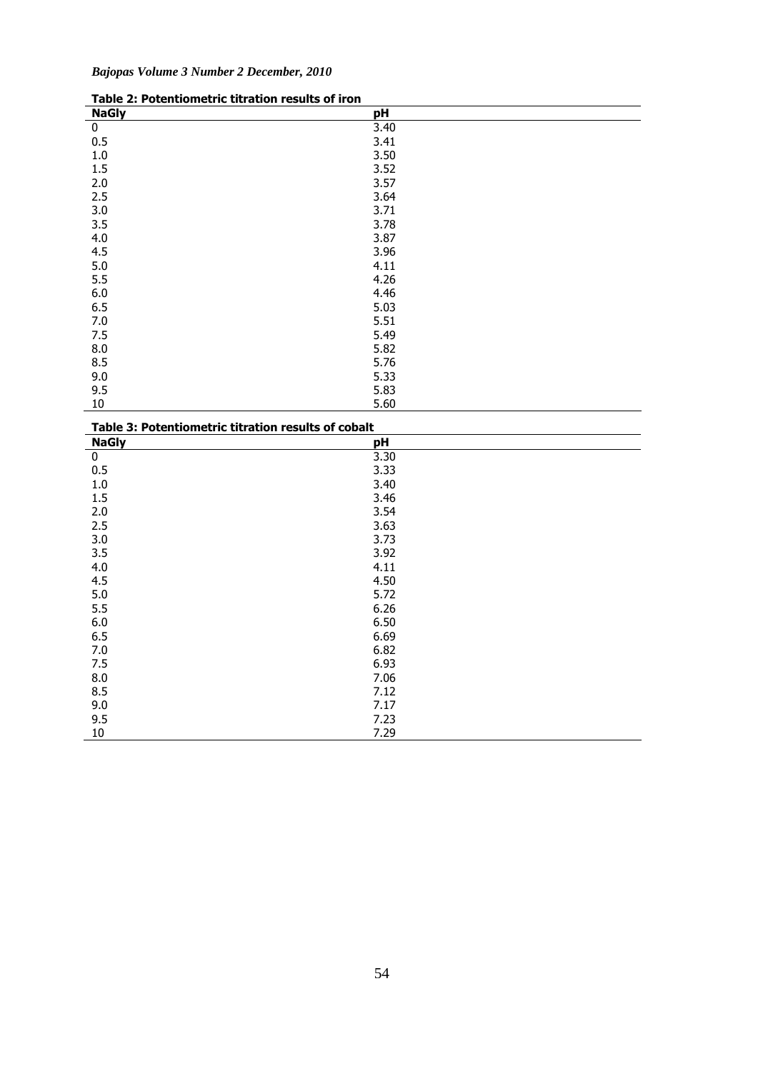**Table 2: Potentiometric titration results of iron**

| NaGly | pH |
|---|---|
| 0 | 3.40 |
| 0.5 | 3.41 |
| 1.0 | 3.50 |
| 1.5 | 3.52 |
| 2.0 | 3.57 |
| 2.5 | 3.64 |
| 3.0 | 3.71 |
| 3.5 | 3.78 |
| 4.0 | 3.87 |
| 4.5 | 3.96 |
| 5.0 | 4.11 |
| 5.5 | 4.26 |
| 6.0 | 4.46 |
| 6.5 | 5.03 |
| 7.0 | 5.51 |
| 7.5 | 5.49 |
| 8.0 | 5.82 |
| 8.5 | 5.76 |
| 9.0 | 5.33 |
| 9.5 | 5.83 |
| 10 | 5.60 |

**Table 3: Potentiometric titration results of cobalt**

| NaGly | pH |
|---|---|
| 0 | 3.30 |
| 0.5 | 3.33 |
| 1.0 | 3.40 |
| 1.5 | 3.46 |
| 2.0 | 3.54 |
| 2.5 | 3.63 |
| 3.0 | 3.73 |
| 3.5 | 3.92 |
| 4.0 | 4.11 |
| 4.5 | 4.50 |
| 5.0 | 5.72 |
| 5.5 | 6.26 |
| 6.0 | 6.50 |
| 6.5 | 6.69 |
| 7.0 | 6.82 |
| 7.5 | 6.93 |
| 8.0 | 7.06 |
| 8.5 | 7.12 |
| 9.0 | 7.17 |
| 9.5 | 7.23 |
| 10 | 7.29 |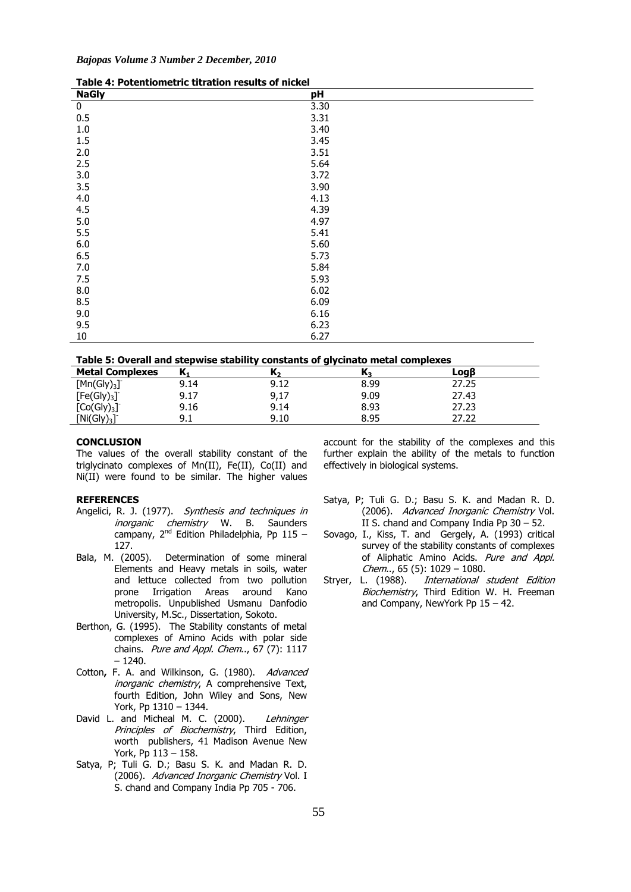**Table 4: Potentiometric titration results of nickel**

| NaGly | pH |
|---|---|
| 0 | 3.30 |
| 0.5 | 3.31 |
| 1.0 | 3.40 |
| 1.5 | 3.45 |
| 2.0 | 3.51 |
| 2.5 | 5.64 |
| 3.0 | 3.72 |
| 3.5 | 3.90 |
| 4.0 | 4.13 |
| 4.5 | 4.39 |
| 5.0 | 4.97 |
| 5.5 | 5.41 |
| 6.0 | 5.60 |
| 6.5 | 5.73 |
| 7.0 | 5.84 |
| 7.5 | 5.93 |
| 8.0 | 6.02 |
| 8.5 | 6.09 |
| 9.0 | 6.16 |
| 9.5 | 6.23 |
| 10 | 6.27 |

**Table 5: Overall and stepwise stability constants of glycinato metal complexes**

| Metal Complexes | $K_1$ | $K_2$ | $K_3$ | $Log\beta$ |
|---|---|---|---|---|
| $[Mn(Gly)_3]^-$ | 9.14 | 9.12 | 8.99 | 27.25 |
| $[Fe(Gly)_3]^-$ | 9.17 | 9,17 | 9.09 | 27.43 |
| $[Co(Gly)_3]^-$ | 9.16 | 9.14 | 8.93 | 27.23 |
| $[Ni(Gly)_3]^-$ | 9.1 | 9.10 | 8.95 | 27.22 |

**CONCLUSION**

The values of the overall stability constant of the triglycinato complexes of Mn(II), Fe(II), Co(II) and Ni(II) were found to be similar. The higher values account for the stability of the complexes and this further explain the ability of the metals to function effectively in biological systems.

**REFERENCES**

Angelici, R. J. (1977). *Synthesis and techniques in inorganic chemistry* W. B. Saunders campany, 2nd Edition Philadelphia, Pp 115 – 127.

Bala, M. (2005). Determination of some mineral Elements and Heavy metals in soils, water and lettuce collected from two pollution prone Irrigation Areas around Kano metropolis. Unpublished Usmanu Danfodio University, M.Sc., Dissertation, Sokoto.

Berthon, G. (1995). The Stability constants of metal complexes of Amino Acids with polar side chains. *Pure and Appl. Chem..*, 67 (7): 1117 – 1240.

Cotton**,** F. A. and Wilkinson, G. (1980). *Advanced inorganic chemistry*, A comprehensive Text, fourth Edition, John Wiley and Sons, New York, Pp 1310 – 1344.

David L. and Micheal M. C. (2000). *Lehninger Principles of Biochemistry*, Third Edition, worth publishers, 41 Madison Avenue New York, Pp 113 – 158.

Satya, P; Tuli G. D.; Basu S. K. and Madan R. D. (2006). *Advanced Inorganic Chemistry* Vol. I S. chand and Company India Pp 705 - 706.

Satya, P; Tuli G. D.; Basu S. K. and Madan R. D. (2006). *Advanced Inorganic Chemistry* Vol. II S. chand and Company India Pp 30 – 52.

Sovago, I., Kiss, T. and Gergely, A. (1993) critical survey of the stability constants of complexes of Aliphatic Amino Acids. *Pure and Appl. Chem..*, 65 (5): 1029 – 1080.

Stryer, L. (1988). *International student Edition Biochemistry*, Third Edition W. H. Freeman and Company, NewYork Pp 15 – 42.